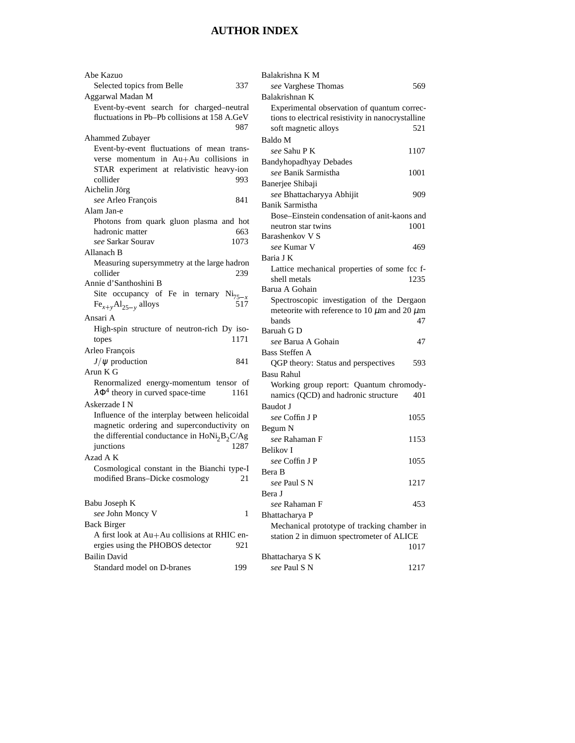# AUTHOR INDEX

Abe Kazuo
  Selected topics from Belle 337

Aggarwal Madan M
  Event-by-event search for charged–neutral fluctuations in Pb–Pb collisions at 158 A.GeV 987

Ahammed Zubayer
  Event-by-event fluctuations of mean transverse momentum in Au+Au collisions in STAR experiment at relativistic heavy-ion collider 993

Aichelin Jörg
  *see* Arleo François 841

Alam Jan-e
  Photons from quark gluon plasma and hot hadronic matter 663
  *see* Sarkar Sourav 1073

Allanach B
  Measuring supersymmetry at the large hadron collider 239

Annie d'Santhoshini B
  Site occupancy of Fe in ternary $Ni_{75-x}Fe_{x+y}Al_{25-y}$ alloys 517

Ansari A
  High-spin structure of neutron-rich Dy isotopes 1171

Arleo François
  $J/\psi$ production 841

Arun K G
  Renormalized energy-momentum tensor of $\lambda\Phi^4$ theory in curved space-time 1161

Askerzade I N
  Influence of the interplay between helicoidal magnetic ordering and superconductivity on the differential conductance in $HoNi_2B_2C/Ag$ junctions 1287

Azad A K
  Cosmological constant in the Bianchi type-I modified Brans–Dicke cosmology 21

Babu Joseph K
  *see* John Moncy V 1

Back Birger
  A first look at Au+Au collisions at RHIC energies using the PHOBOS detector 921

Bailin David
  Standard model on D-branes 199

Balakrishna K M
  *see* Varghese Thomas 569

Balakrishnan K
  Experimental observation of quantum corrections to electrical resistivity in nanocrystalline soft magnetic alloys 521

Baldo M
  *see* Sahu P K 1107

Bandyhopadhyay Debades
  *see* Banik Sarmistha 1001

Banerjee Shibaji
  *see* Bhattacharyya Abhijit 909

Banik Sarmistha
  Bose–Einstein condensation of anit-kaons and neutron star twins 1001

Barashenkov V S
  *see* Kumar V 469

Baria J K
  Lattice mechanical properties of some fcc f-shell metals 1235

Barua A Gohain
  Spectroscopic investigation of the Dergaon meteorite with reference to 10 $\mu$m and 20 $\mu$m bands 47

Baruah G D
  *see* Barua A Gohain 47

Bass Steffen A
  QGP theory: Status and perspectives 593

Basu Rahul
  Working group report: Quantum chromodynamics (QCD) and hadronic structure 401

Baudot J
  *see* Coffin J P 1055

Begum N
  *see* Rahaman F 1153

Belikov I
  *see* Coffin J P 1055

Bera B
  *see* Paul S N 1217

Bera J
  *see* Rahaman F 453

Bhattacharya P
  Mechanical prototype of tracking chamber in station 2 in dimuon spectrometer of ALICE 1017

Bhattacharya S K
  *see* Paul S N 1217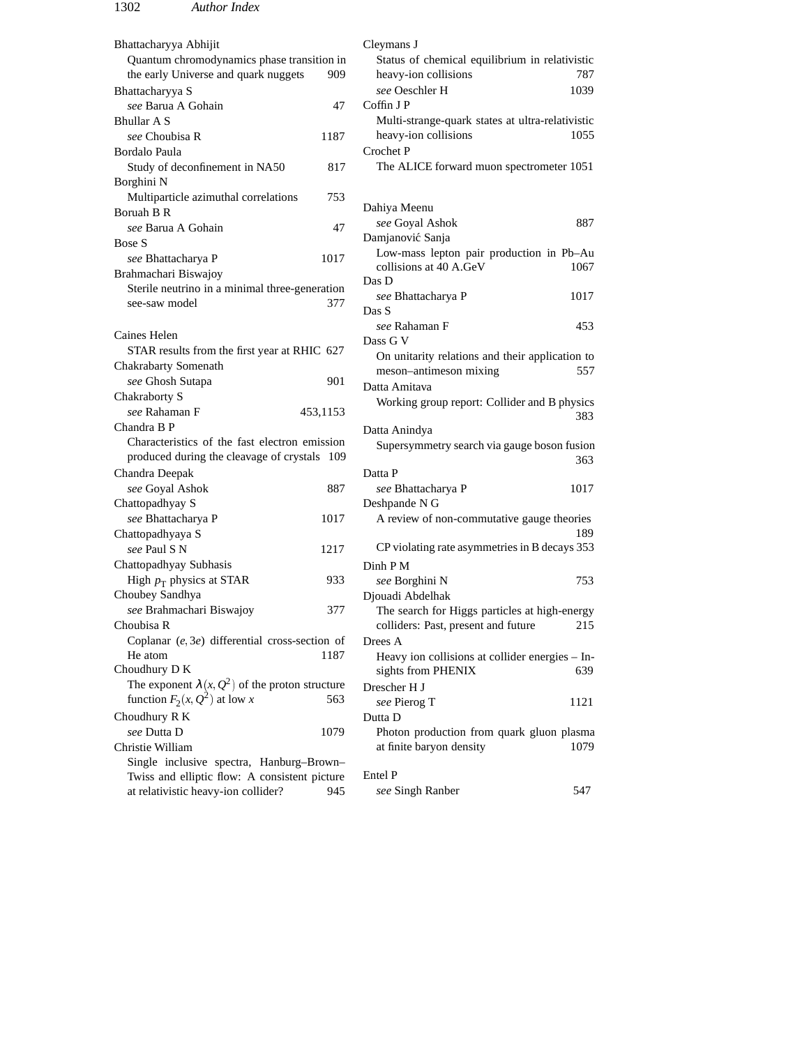Bhattacharyya Abhijit
  Quantum chromodynamics phase transition in the early Universe and quark nuggets 909

Bhattacharyya S
  *see* Barua A Gohain 47

Bhullar A S
  *see* Choubisa R 1187

Bordalo Paula
  Study of deconfinement in NA50 817

Borghini N
  Multiparticle azimuthal correlations 753

Boruah B R
  *see* Barua A Gohain 47

Bose S
  *see* Bhattacharya P 1017

Brahmachari Biswajoy
  Sterile neutrino in a minimal three-generation see-saw model 377

Caines Helen
  STAR results from the first year at RHIC 627

Chakrabarty Somenath
  *see* Ghosh Sutapa 901

Chakraborty S
  *see* Rahaman F 453,1153

Chandra B P
  Characteristics of the fast electron emission produced during the cleavage of crystals 109

Chandra Deepak
  *see* Goyal Ashok 887

Chattopadhyay S
  *see* Bhattacharya P 1017

Chattopadhyaya S
  *see* Paul S N 1217

Chattopadhyay Subhasis
  High $p_T$ physics at STAR 933

Choubey Sandhya
  *see* Brahmachari Biswajoy 377

Choubisa R
  Coplanar $(e, 3e)$ differential cross-section of He atom 1187

Choudhury D K
  The exponent $\lambda(x, Q^2)$ of the proton structure function $F_2(x, Q^2)$ at low $x$ 563

Choudhury R K
  *see* Dutta D 1079

Christie William
  Single inclusive spectra, Hanburg–Brown–Twiss and elliptic flow: A consistent picture at relativistic heavy-ion collider? 945

Cleymans J
  Status of chemical equilibrium in relativistic heavy-ion collisions 787
  *see* Oeschler H 1039

Coffin J P
  Multi-strange-quark states at ultra-relativistic heavy-ion collisions 1055

Crochet P
  The ALICE forward muon spectrometer 1051

Dahiya Meenu
  *see* Goyal Ashok 887

Damjanović Sanja
  Low-mass lepton pair production in Pb–Au collisions at 40 A.GeV 1067

Das D
  *see* Bhattacharya P 1017

Das S
  *see* Rahaman F 453

Dass G V
  On unitarity relations and their application to meson–antimeson mixing 557

Datta Amitava
  Working group report: Collider and B physics 383

Datta Anindya
  Supersymmetry search via gauge boson fusion 363

Datta P
  *see* Bhattacharya P 1017

Deshpande N G
  A review of non-commutative gauge theories 189
  CP violating rate asymmetries in B decays 353

Dinh P M
  *see* Borghini N 753

Djouadi Abdelhak
  The search for Higgs particles at high-energy colliders: Past, present and future 215

Drees A
  Heavy ion collisions at collider energies – Insights from PHENIX 639

Drescher H J
  *see* Pierog T 1121

Dutta D
  Photon production from quark gluon plasma at finite baryon density 1079

Entel P
  *see* Singh Ranber 547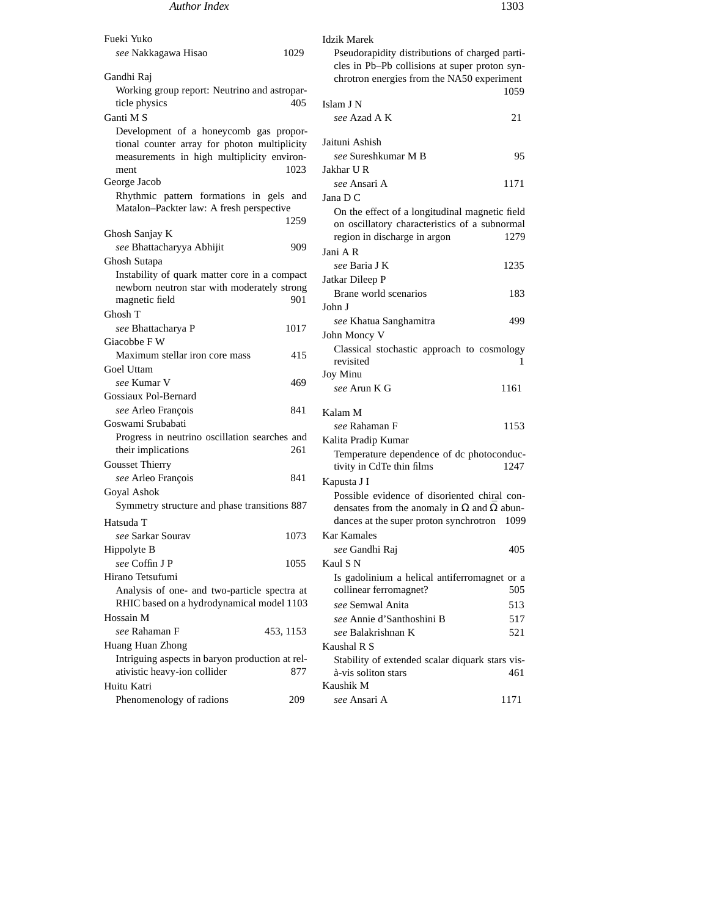Fueki Yuko
*see* Nakkagawa Hisao 1029

Gandhi Raj
Working group report: Neutrino and astroparticle physics 405

Ganti M S
Development of a honeycomb gas proportional counter array for photon multiplicity measurements in high multiplicity environment 1023

George Jacob
Rhythmic pattern formations in gels and Matalon–Packter law: A fresh perspective 1259

Ghosh Sanjay K
*see* Bhattacharyya Abhijit 909

Ghosh Sutapa
Instability of quark matter core in a compact newborn neutron star with moderately strong magnetic field 901

Ghosh T
*see* Bhattacharya P 1017

Giacobbe F W
Maximum stellar iron core mass 415

Goel Uttam
*see* Kumar V 469

Gossiaux Pol-Bernard
*see* Arleo François 841

Goswami Srubabati
Progress in neutrino oscillation searches and their implications 261

Gousset Thierry
*see* Arleo François 841

Goyal Ashok
Symmetry structure and phase transitions 887

Hatsuda T
*see* Sarkar Sourav 1073

Hippolyte B
*see* Coffin J P 1055

Hirano Tetsufumi
Analysis of one- and two-particle spectra at RHIC based on a hydrodynamical model 1103

Hossain M
*see* Rahaman F 453, 1153

Huang Huan Zhong
Intriguing aspects in baryon production at relativistic heavy-ion collider 877

Huitu Katri
Phenomenology of radions 209

Idzik Marek
Pseudorapidity distributions of charged particles in Pb–Pb collisions at super proton synchrotron energies from the NA50 experiment 1059

Islam J N
*see* Azad A K 21

Jaituni Ashish
*see* Sureshkumar M B 95

Jakhar U R
*see* Ansari A 1171

Jana D C
On the effect of a longitudinal magnetic field on oscillatory characteristics of a subnormal region in discharge in argon 1279

Jani A R
*see* Baria J K 1235

Jatkar Dileep P
Brane world scenarios 183

John J
*see* Khatua Sanghamitra 499

John Moncy V
Classical stochastic approach to cosmology revisited 1

Joy Minu
*see* Arun K G 1161

Kalam M
*see* Rahaman F 1153

Kalita Pradip Kumar
Temperature dependence of dc photoconductivity in CdTe thin films 1247

Kapusta J I
Possible evidence of disoriented chiral condensates from the anomaly in $\Omega$ and $\bar{\Omega}$ abundances at the super proton synchrotron 1099

Kar Kamales
*see* Gandhi Raj 405

Kaul S N
Is gadolinium a helical antiferromagnet or a collinear ferromagnet? 505
*see* Semwal Anita 513
*see* Annie d'Santhoshini B 517
*see* Balakrishnan K 521

Kaushal R S
Stability of extended scalar diquark stars vis-à-vis soliton stars 461

Kaushik M
*see* Ansari A 1171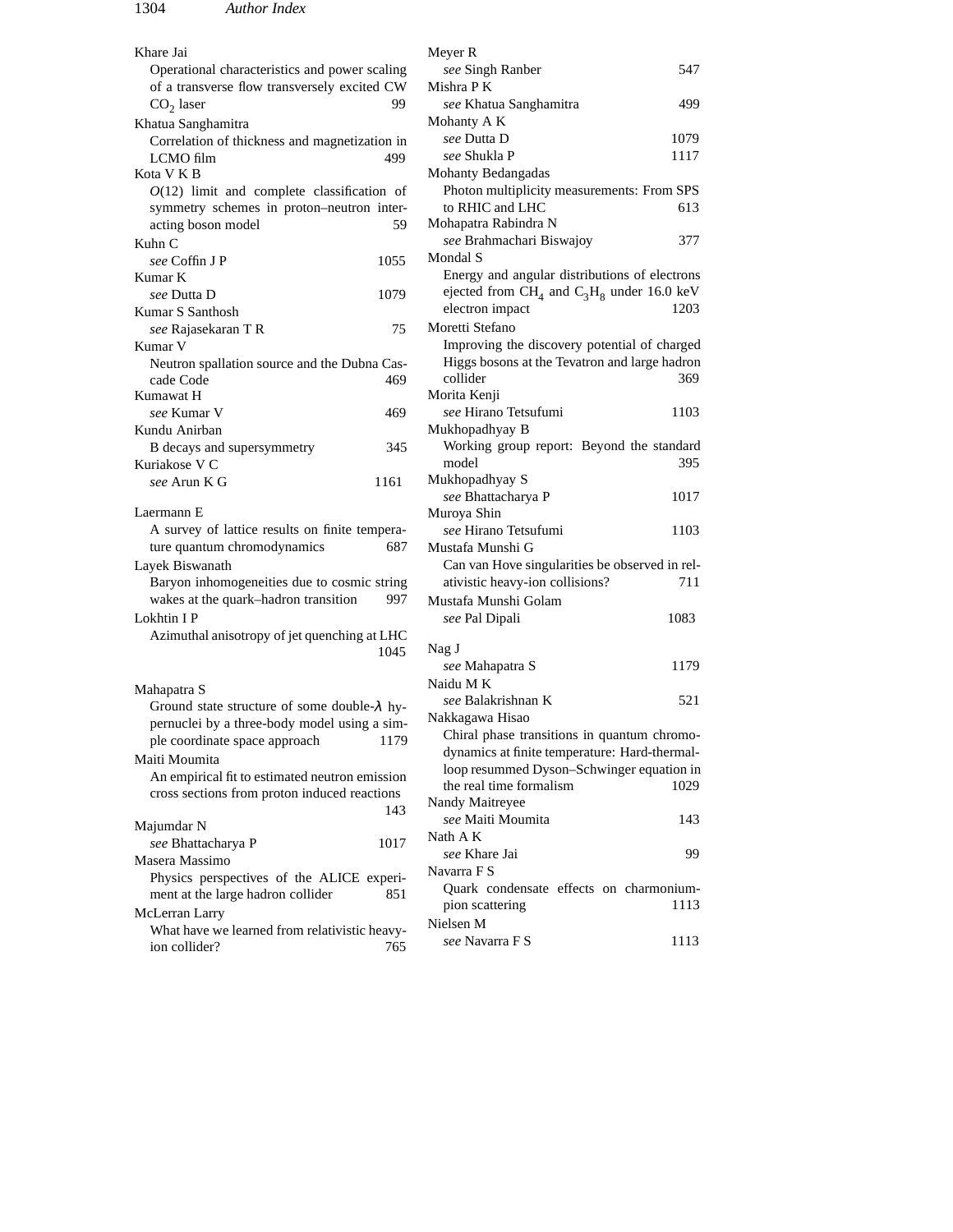Khare Jai
Operational characteristics and power scaling of a transverse flow transversely excited CW $CO_2$ laser 99

Khatua Sanghamitra
Correlation of thickness and magnetization in LCMO film 499

Kota V K B
*O*(12) limit and complete classification of symmetry schemes in proton–neutron interacting boson model 59

Kuhn C
*see* Coffin J P 1055

Kumar K
*see* Dutta D 1079

Kumar S Santhosh
*see* Rajasekaran T R 75

Kumar V
Neutron spallation source and the Dubna Cascade Code 469

Kumawat H
*see* Kumar V 469

Kundu Anirban
B decays and supersymmetry 345

Kuriakose V C
*see* Arun K G 1161

Laermann E
A survey of lattice results on finite temperature quantum chromodynamics 687

Layek Biswanath
Baryon inhomogeneities due to cosmic string wakes at the quark–hadron transition 997

Lokhtin I P
Azimuthal anisotropy of jet quenching at LHC 1045

Mahapatra S
Ground state structure of some double-$\lambda$ hypernuclei by a three-body model using a simple coordinate space approach 1179

Maiti Moumita
An empirical fit to estimated neutron emission cross sections from proton induced reactions 143

Majumdar N
*see* Bhattacharya P 1017

Masera Massimo
Physics perspectives of the ALICE experiment at the large hadron collider 851

McLerran Larry
What have we learned from relativistic heavy-ion collider? 765

Meyer R
*see* Singh Ranber 547

Mishra P K
*see* Khatua Sanghamitra 499

Mohanty A K
*see* Dutta D 1079
*see* Shukla P 1117

Mohanty Bedangadas
Photon multiplicity measurements: From SPS to RHIC and LHC 613

Mohapatra Rabindra N
*see* Brahmachari Biswajoy 377

Mondal S
Energy and angular distributions of electrons ejected from $CH_4$ and $C_3H_8$ under 16.0 keV electron impact 1203

Moretti Stefano
Improving the discovery potential of charged Higgs bosons at the Tevatron and large hadron collider 369

Morita Kenji
*see* Hirano Tetsufumi 1103

Mukhopadhyay B
Working group report: Beyond the standard model 395

Mukhopadhyay S
*see* Bhattacharya P 1017

Muroya Shin
*see* Hirano Tetsufumi 1103

Mustafa Munshi G
Can van Hove singularities be observed in relativistic heavy-ion collisions? 711

Mustafa Munshi Golam
*see* Pal Dipali 1083

Nag J
*see* Mahapatra S 1179

Naidu M K
*see* Balakrishnan K 521

Nakkagawa Hisao
Chiral phase transitions in quantum chromodynamics at finite temperature: Hard-thermal-loop resummed Dyson–Schwinger equation in the real time formalism 1029

Nandy Maitreyee
*see* Maiti Moumita 143

Nath A K
*see* Khare Jai 99

Navarra F S
Quark condensate effects on charmonium-pion scattering 1113

Nielsen M
*see* Navarra F S 1113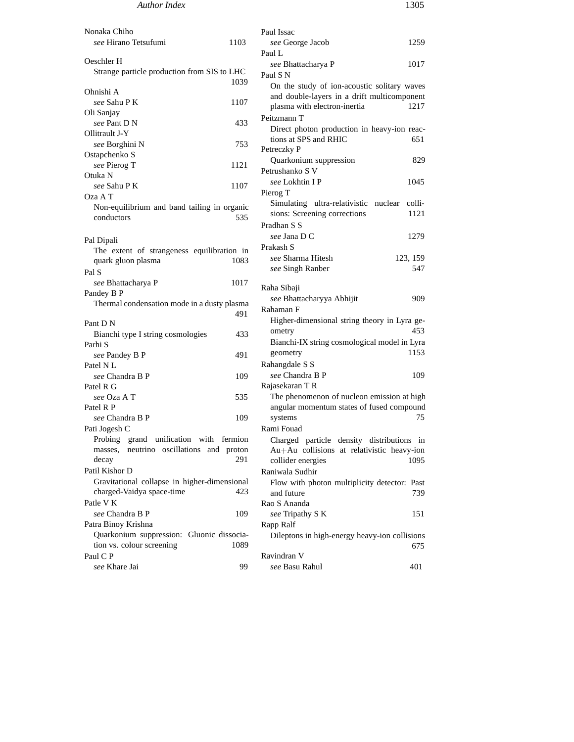Nonaka Chiho
*see* Hirano Tetsufumi 1103

Oeschler H
Strange particle production from SIS to LHC 1039

Ohnishi A
*see* Sahu P K 1107

Oli Sanjay
*see* Pant D N 433

Ollitrault J-Y
*see* Borghini N 753

Ostapchenko S
*see* Pierog T 1121

Otuka N
*see* Sahu P K 1107

Oza A T
Non-equilibrium and band tailing in organic conductors 535

Pal Dipali
The extent of strangeness equilibration in quark gluon plasma 1083

Pal S
*see* Bhattacharya P 1017

Pandey B P
Thermal condensation mode in a dusty plasma 491

Pant D N
Bianchi type I string cosmologies 433

Parhi S
*see* Pandey B P 491

Patel N L
*see* Chandra B P 109

Patel R G
*see* Oza A T 535

Patel R P
*see* Chandra B P 109

Pati Jogesh C
Probing grand unification with fermion masses, neutrino oscillations and proton decay 291

Patil Kishor D
Gravitational collapse in higher-dimensional charged-Vaidya space-time 423

Patle V K
*see* Chandra B P 109

Patra Binoy Krishna
Quarkonium suppression: Gluonic dissociation vs. colour screening 1089

Paul C P
*see* Khare Jai 99

Paul Issac
*see* George Jacob 1259

Paul L
*see* Bhattacharya P 1017

Paul S N
On the study of ion-acoustic solitary waves and double-layers in a drift multicomponent plasma with electron-inertia 1217

Peitzmann T
Direct photon production in heavy-ion reactions at SPS and RHIC 651

Petreczky P
Quarkonium suppression 829

Petrushanko S V
*see* Lokhtin I P 1045

Pierog T
Simulating ultra-relativistic nuclear collisions: Screening corrections 1121

Pradhan S S
*see* Jana D C 1279

Prakash S
*see* Sharma Hitesh 123, 159
*see* Singh Ranber 547

Raha Sibaji
*see* Bhattacharyya Abhijit 909

Rahaman F
Higher-dimensional string theory in Lyra geometry 453
Bianchi-IX string cosmological model in Lyra geometry 1153

Rahangdale S S
*see* Chandra B P 109

Rajasekaran T R
The phenomenon of nucleon emission at high angular momentum states of fused compound systems 75

Rami Fouad
Charged particle density distributions in Au+Au collisions at relativistic heavy-ion collider energies 1095

Raniwala Sudhir
Flow with photon multiplicity detector: Past and future 739

Rao S Ananda
*see* Tripathy S K 151

Rapp Ralf
Dileptons in high-energy heavy-ion collisions 675

Ravindran V
*see* Basu Rahul 401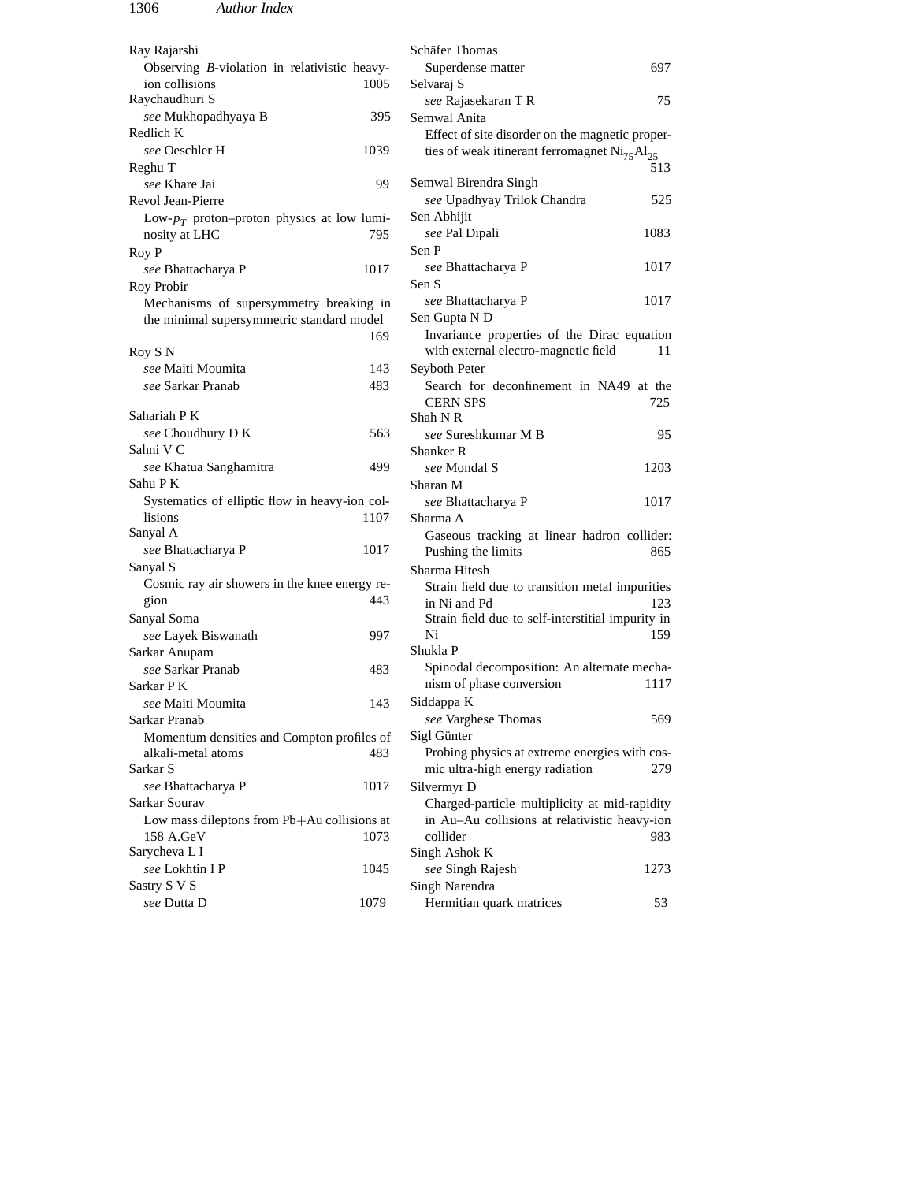Ray Rajarshi
  Observing *B*-violation in relativistic heavy-ion collisions 1005
Raychaudhuri S
  *see* Mukhopadhyaya B 395
Redlich K
  *see* Oeschler H 1039
Reghu T
  *see* Khare Jai 99
Revol Jean-Pierre
  Low-$p_T$ proton–proton physics at low luminosity at LHC 795
Roy P
  *see* Bhattacharya P 1017
Roy Probir
  Mechanisms of supersymmetry breaking in the minimal supersymmetric standard model 169
Roy S N
  *see* Maiti Moumita 143
  *see* Sarkar Pranab 483

Sahariah P K
  *see* Choudhury D K 563
Sahni V C
  *see* Khatua Sanghamitra 499
Sahu P K
  Systematics of elliptic flow in heavy-ion collisions 1107
Sanyal A
  *see* Bhattacharya P 1017
Sanyal S
  Cosmic ray air showers in the knee energy region 443
Sanyal Soma
  *see* Layek Biswanath 997
Sarkar Anupam
  *see* Sarkar Pranab 483
Sarkar P K
  *see* Maiti Moumita 143
Sarkar Pranab
  Momentum densities and Compton profiles of alkali-metal atoms 483
Sarkar S
  *see* Bhattacharya P 1017
Sarkar Sourav
  Low mass dileptons from Pb+Au collisions at 158 A.GeV 1073
Sarycheva L I
  *see* Lokhtin I P 1045
Sastry S V S
  *see* Dutta D 1079

Schäfer Thomas
  Superdense matter 697
Selvaraj S
  *see* Rajasekaran T R 75
Semwal Anita
  Effect of site disorder on the magnetic properties of weak itinerant ferromagnet $Ni_{75}Al_{25}$ 513
Semwal Birendra Singh
  *see* Upadhyay Trilok Chandra 525
Sen Abhijit
  *see* Pal Dipali 1083
Sen P
  *see* Bhattacharya P 1017
Sen S
  *see* Bhattacharya P 1017
Sen Gupta N D
  Invariance properties of the Dirac equation with external electro-magnetic field 11
Seyboth Peter
  Search for deconfinement in NA49 at the CERN SPS 725
Shah N R
  *see* Sureshkumar M B 95
Shanker R
  *see* Mondal S 1203
Sharan M
  *see* Bhattacharya P 1017
Sharma A
  Gaseous tracking at linear hadron collider: Pushing the limits 865
Sharma Hitesh
  Strain field due to transition metal impurities in Ni and Pd 123
  Strain field due to self-interstitial impurity in Ni 159
Shukla P
  Spinodal decomposition: An alternate mechanism of phase conversion 1117
Siddappa K
  *see* Varghese Thomas 569
Sigl Günter
  Probing physics at extreme energies with cosmic ultra-high energy radiation 279
Silvermyr D
  Charged-particle multiplicity at mid-rapidity in Au–Au collisions at relativistic heavy-ion collider 983
Singh Ashok K
  *see* Singh Rajesh 1273
Singh Narendra
  Hermitian quark matrices 53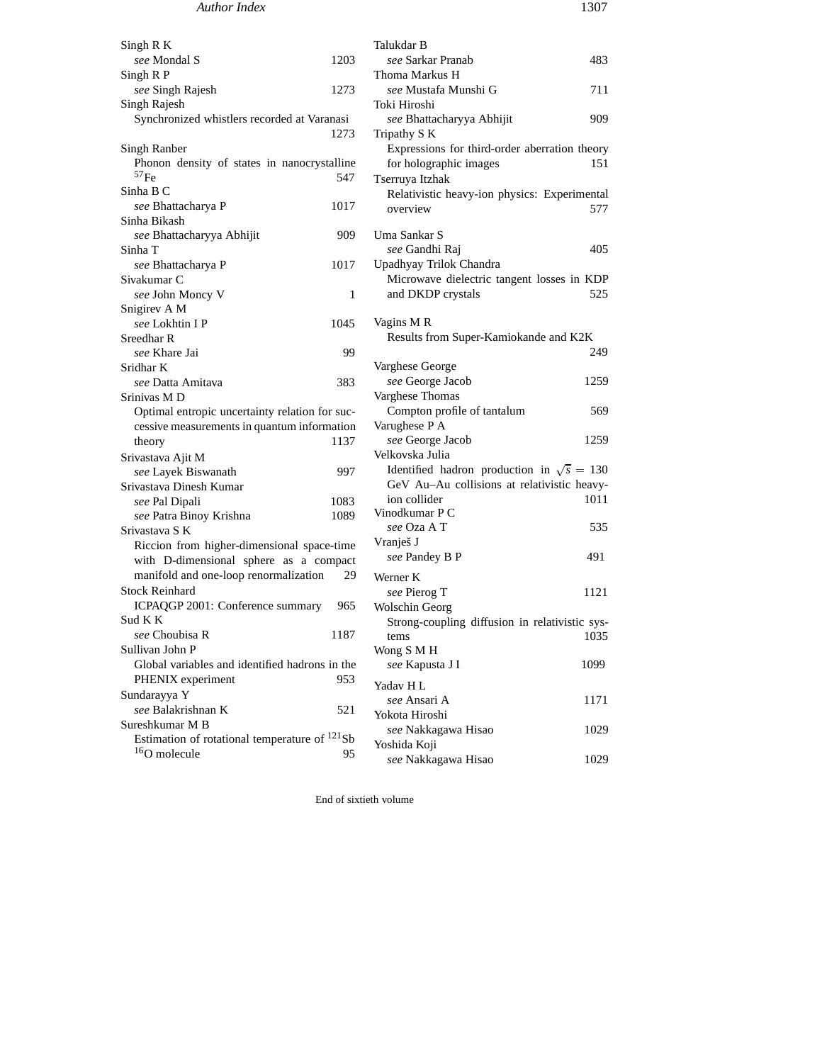Singh R K
*see* Mondal S 1203

Singh R P
*see* Singh Rajesh 1273

Singh Rajesh
Synchronized whistlers recorded at Varanasi 1273

Singh Ranber
Phonon density of states in nanocrystalline $^{57}$Fe 547

Sinha B C
*see* Bhattacharya P 1017

Sinha Bikash
*see* Bhattacharyya Abhijit 909

Sinha T
*see* Bhattacharya P 1017

Sivakumar C
*see* John Moncy V 1

Snigirev A M
*see* Lokhtin I P 1045

Sreedhar R
*see* Khare Jai 99

Sridhar K
*see* Datta Amitava 383

Srinivas M D
Optimal entropic uncertainty relation for successive measurements in quantum information theory 1137

Srivastava Ajit M
*see* Layek Biswanath 997

Srivastava Dinesh Kumar
*see* Pal Dipali 1083
*see* Patra Binoy Krishna 1089

Srivastava S K
Riccion from higher-dimensional space-time with D-dimensional sphere as a compact manifold and one-loop renormalization 29

Stock Reinhard
ICPAQGP 2001: Conference summary 965

Sud K K
*see* Choubisa R 1187

Sullivan John P
Global variables and identified hadrons in the PHENIX experiment 953

Sundarayya Y
*see* Balakrishnan K 521

Sureshkumar M B
Estimation of rotational temperature of $^{121}$Sb $^{16}$O molecule 95

Talukdar B
*see* Sarkar Pranab 483

Thoma Markus H
*see* Mustafa Munshi G 711

Toki Hiroshi
*see* Bhattacharyya Abhijit 909

Tripathy S K
Expressions for third-order aberration theory for holographic images 151

Tserruya Itzhak
Relativistic heavy-ion physics: Experimental overview 577

Uma Sankar S
*see* Gandhi Raj 405

Upadhyay Trilok Chandra
Microwave dielectric tangent losses in KDP and DKDP crystals 525

Vagins M R
Results from Super-Kamiokande and K2K 249

Varghese George
*see* George Jacob 1259

Varghese Thomas
Compton profile of tantalum 569

Varughese P A
*see* George Jacob 1259

Velkovska Julia
Identified hadron production in $\sqrt{s} = 130$ GeV Au–Au collisions at relativistic heavy-ion collider 1011

Vinodkumar P C
*see* Oza A T 535

Vranješ J
*see* Pandey B P 491

Werner K
*see* Pierog T 1121

Wolschin Georg
Strong-coupling diffusion in relativistic systems 1035

Wong S M H
*see* Kapusta J I 1099

Yadav H L
*see* Ansari A 1171

Yokota Hiroshi
*see* Nakkagawa Hisao 1029

Yoshida Koji
*see* Nakkagawa Hisao 1029

End of sixtieth volume